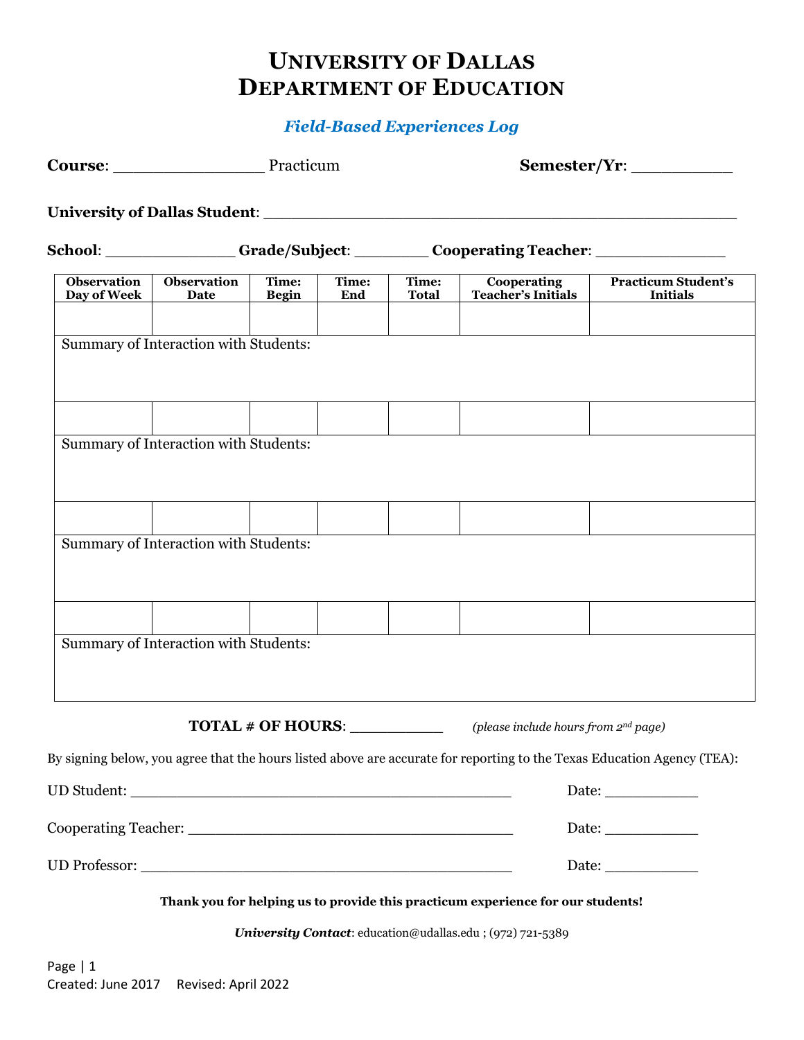# University of Dallas
# Department of Education

## *Field-Based Experiences Log*

**Course**: _______________ Practicum **Semester/Yr**: __________

**University of Dallas Student**: ________________________________________________

**School**: _____________ **Grade/Subject**: _______ **Cooperating Teacher**: _____________

| Observation Day of Week | Observation Date | Time: Begin | Time: End | Time: Total | Cooperating Teacher's Initials | Practicum Student's Initials |
|---|---|---|---|---|---|---|
| | | | | | | |
| Summary of Interaction with Students: | | | | | | |
| | | | | | | |
| Summary of Interaction with Students: | | | | | | |
| | | | | | | |
| Summary of Interaction with Students: | | | | | | |
| | | | | | | |
| Summary of Interaction with Students: | | | | | | |

**TOTAL # OF HOURS**: __________ *(please include hours from 2nd page)*

By signing below, you agree that the hours listed above are accurate for reporting to the Texas Education Agency (TEA):

UD Student: _________________________________________ Date: __________

Cooperating Teacher: ___________________________________ Date: __________

UD Professor: ________________________________________ Date: __________

**Thank you for helping us to provide this practicum experience for our students!**

***University Contact***: education@udallas.edu ; (972) 721-5389

Created: June 2017 Revised: April 2022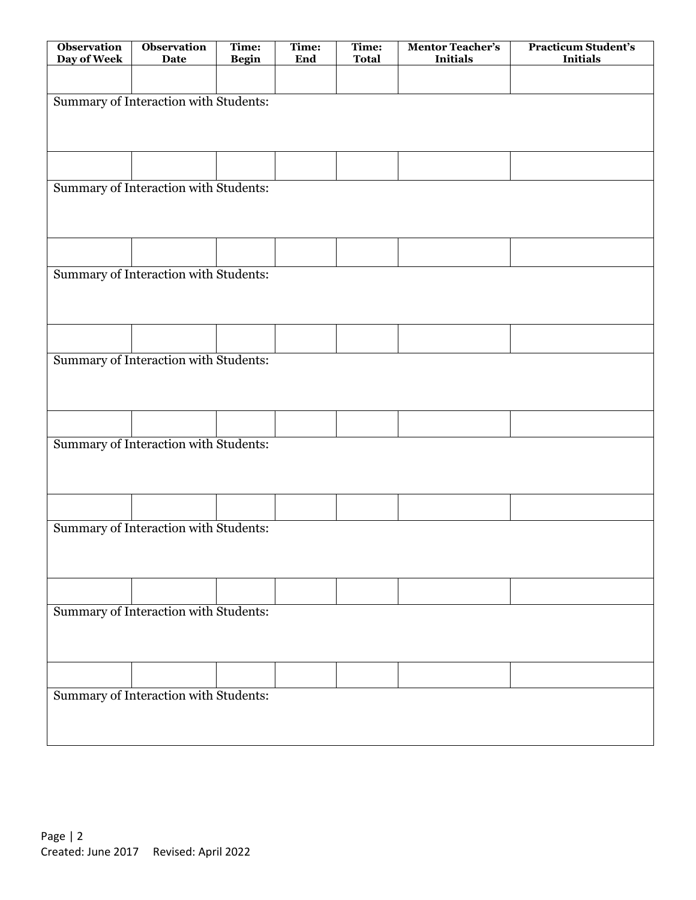| Observation Day of Week | Observation Date | Time: Begin | Time: End | Time: Total | Mentor Teacher's Initials | Practicum Student's Initials |
|---|---|---|---|---|---|---|
| | | | | | | |
| Summary of Interaction with Students: | | | | | | |
| | | | | | | |
| Summary of Interaction with Students: | | | | | | |
| | | | | | | |
| Summary of Interaction with Students: | | | | | | |
| | | | | | | |
| Summary of Interaction with Students: | | | | | | |
| | | | | | | |
| Summary of Interaction with Students: | | | | | | |
| | | | | | | |
| Summary of Interaction with Students: | | | | | | |
| | | | | | | |
| Summary of Interaction with Students: | | | | | | |
| | | | | | | |
| Summary of Interaction with Students: | | | | | | |

Created: June 2017 Revised: April 2022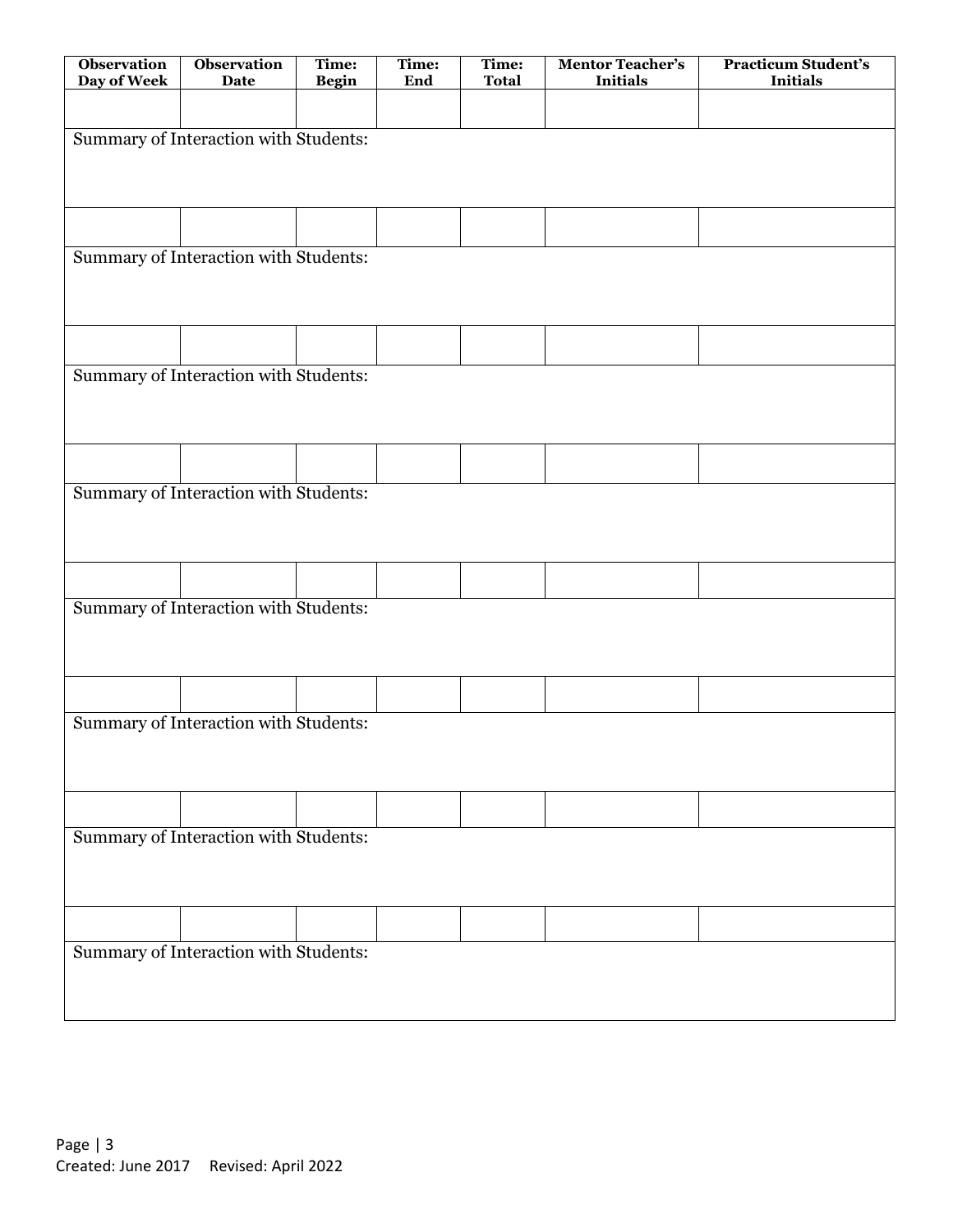| Observation Day of Week | Observation Date | Time: Begin | Time: End | Time: Total | Mentor Teacher's Initials | Practicum Student's Initials |
|---|---|---|---|---|---|---|
| | | | | | | |
| Summary of Interaction with Students: | | | | | | |
| | | | | | | |
| Summary of Interaction with Students: | | | | | | |
| | | | | | | |
| Summary of Interaction with Students: | | | | | | |
| | | | | | | |
| Summary of Interaction with Students: | | | | | | |
| | | | | | | |
| Summary of Interaction with Students: | | | | | | |
| | | | | | | |
| Summary of Interaction with Students: | | | | | | |
| | | | | | | |
| Summary of Interaction with Students: | | | | | | |
| | | | | | | |
| Summary of Interaction with Students: | | | | | | |

Created: June 2017 Revised: April 2022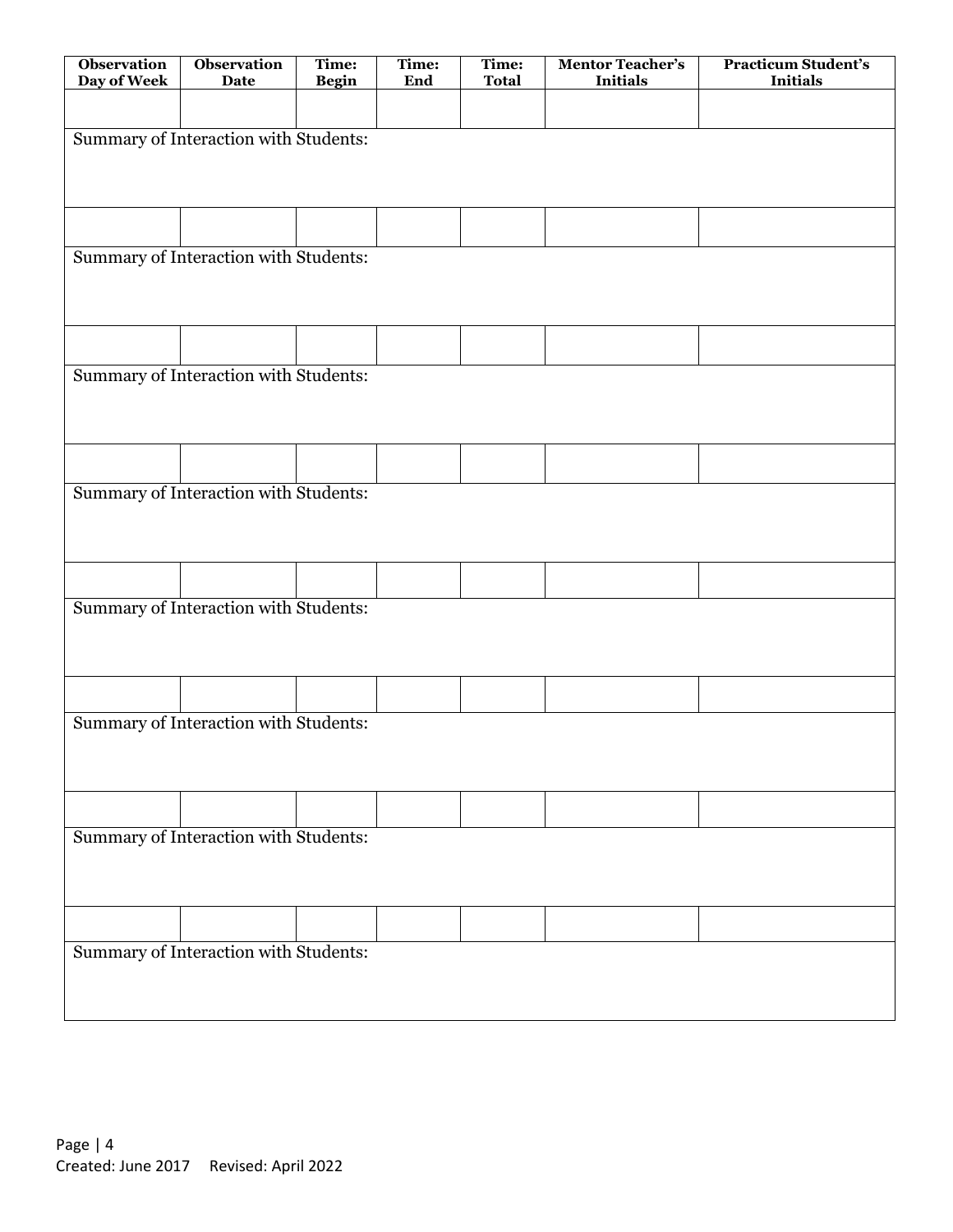| Observation Day of Week | Observation Date | Time: Begin | Time: End | Time: Total | Mentor Teacher's Initials | Practicum Student's Initials |
|---|---|---|---|---|---|---|
| | | | | | | |
| Summary of Interaction with Students: | | | | | | |
| | | | | | | |
| Summary of Interaction with Students: | | | | | | |
| | | | | | | |
| Summary of Interaction with Students: | | | | | | |
| | | | | | | |
| Summary of Interaction with Students: | | | | | | |
| | | | | | | |
| Summary of Interaction with Students: | | | | | | |
| | | | | | | |
| Summary of Interaction with Students: | | | | | | |
| | | | | | | |
| Summary of Interaction with Students: | | | | | | |
| | | | | | | |
| Summary of Interaction with Students: | | | | | | |

Created: June 2017 Revised: April 2022